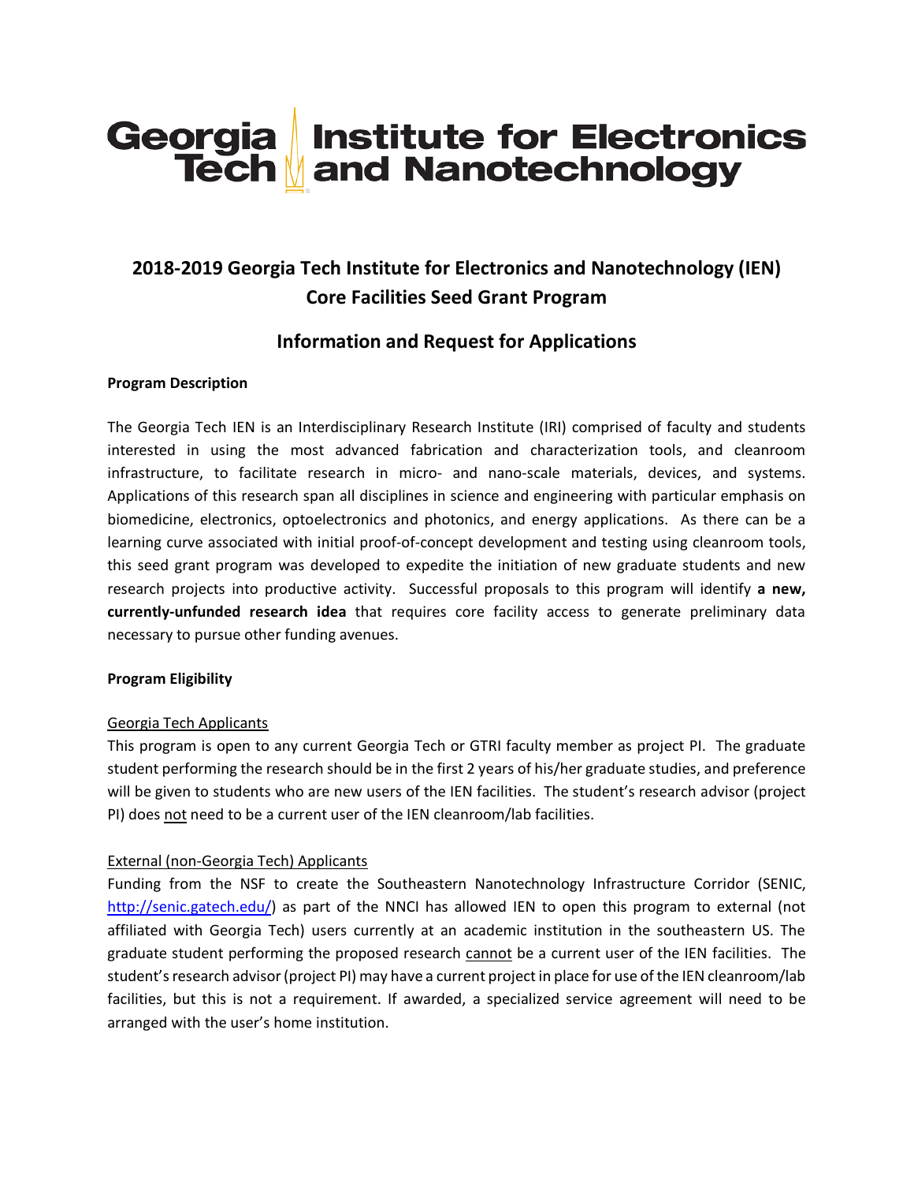Georgia Tech | Institute for Electronics and Nanotechnology

# 2018-2019 Georgia Tech Institute for Electronics and Nanotechnology (IEN) Core Facilities Seed Grant Program

## Information and Request for Applications

**Program Description**

The Georgia Tech IEN is an Interdisciplinary Research Institute (IRI) comprised of faculty and students interested in using the most advanced fabrication and characterization tools, and cleanroom infrastructure, to facilitate research in micro- and nano-scale materials, devices, and systems. Applications of this research span all disciplines in science and engineering with particular emphasis on biomedicine, electronics, optoelectronics and photonics, and energy applications. As there can be a learning curve associated with initial proof-of-concept development and testing using cleanroom tools, this seed grant program was developed to expedite the initiation of new graduate students and new research projects into productive activity. Successful proposals to this program will identify **a new, currently-unfunded research idea** that requires core facility access to generate preliminary data necessary to pursue other funding avenues.

**Program Eligibility**

Georgia Tech Applicants

This program is open to any current Georgia Tech or GTRI faculty member as project PI. The graduate student performing the research should be in the first 2 years of his/her graduate studies, and preference will be given to students who are new users of the IEN facilities. The student's research advisor (project PI) does not need to be a current user of the IEN cleanroom/lab facilities.

External (non-Georgia Tech) Applicants

Funding from the NSF to create the Southeastern Nanotechnology Infrastructure Corridor (SENIC, http://senic.gatech.edu/) as part of the NNCI has allowed IEN to open this program to external (not affiliated with Georgia Tech) users currently at an academic institution in the southeastern US. The graduate student performing the proposed research cannot be a current user of the IEN facilities. The student's research advisor (project PI) may have a current project in place for use of the IEN cleanroom/lab facilities, but this is not a requirement. If awarded, a specialized service agreement will need to be arranged with the user's home institution.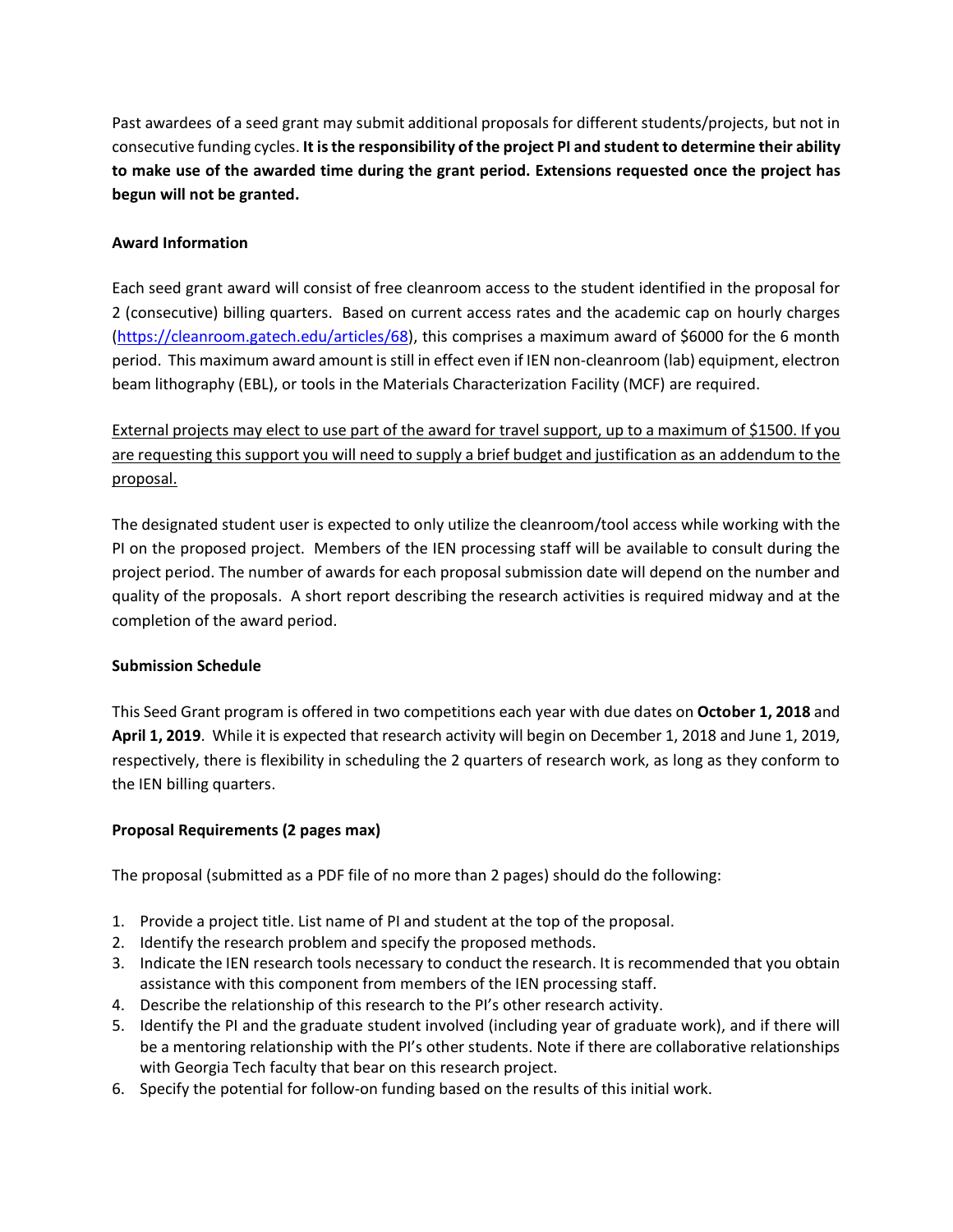Past awardees of a seed grant may submit additional proposals for different students/projects, but not in consecutive funding cycles. **It is the responsibility of the project PI and student to determine their ability to make use of the awarded time during the grant period. Extensions requested once the project has begun will not be granted.**

**Award Information**

Each seed grant award will consist of free cleanroom access to the student identified in the proposal for 2 (consecutive) billing quarters. Based on current access rates and the academic cap on hourly charges (https://cleanroom.gatech.edu/articles/68), this comprises a maximum award of $6000 for the 6 month period. This maximum award amount is still in effect even if IEN non-cleanroom (lab) equipment, electron beam lithography (EBL), or tools in the Materials Characterization Facility (MCF) are required.

<u>External projects may elect to use part of the award for travel support, up to a maximum of $1500. If you are requesting this support you will need to supply a brief budget and justification as an addendum to the proposal.</u>

The designated student user is expected to only utilize the cleanroom/tool access while working with the PI on the proposed project. Members of the IEN processing staff will be available to consult during the project period. The number of awards for each proposal submission date will depend on the number and quality of the proposals. A short report describing the research activities is required midway and at the completion of the award period.

**Submission Schedule**

This Seed Grant program is offered in two competitions each year with due dates on **October 1, 2018** and **April 1, 2019**. While it is expected that research activity will begin on December 1, 2018 and June 1, 2019, respectively, there is flexibility in scheduling the 2 quarters of research work, as long as they conform to the IEN billing quarters.

**Proposal Requirements (2 pages max)**

The proposal (submitted as a PDF file of no more than 2 pages) should do the following:

1. Provide a project title. List name of PI and student at the top of the proposal.
2. Identify the research problem and specify the proposed methods.
3. Indicate the IEN research tools necessary to conduct the research. It is recommended that you obtain assistance with this component from members of the IEN processing staff.
4. Describe the relationship of this research to the PI's other research activity.
5. Identify the PI and the graduate student involved (including year of graduate work), and if there will be a mentoring relationship with the PI's other students. Note if there are collaborative relationships with Georgia Tech faculty that bear on this research project.
6. Specify the potential for follow-on funding based on the results of this initial work.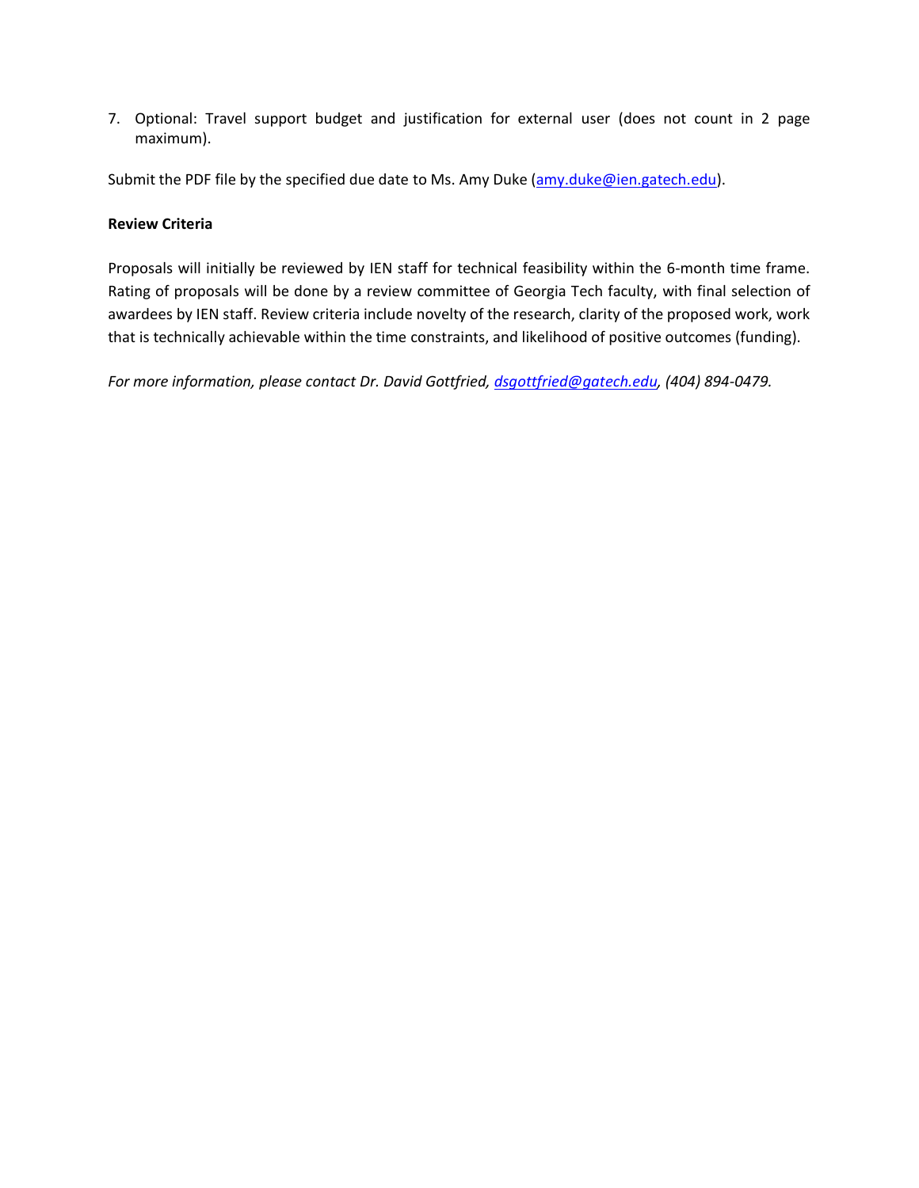7. Optional: Travel support budget and justification for external user (does not count in 2 page maximum).

Submit the PDF file by the specified due date to Ms. Amy Duke (amy.duke@ien.gatech.edu).

**Review Criteria**

Proposals will initially be reviewed by IEN staff for technical feasibility within the 6-month time frame. Rating of proposals will be done by a review committee of Georgia Tech faculty, with final selection of awardees by IEN staff. Review criteria include novelty of the research, clarity of the proposed work, work that is technically achievable within the time constraints, and likelihood of positive outcomes (funding).

*For more information, please contact Dr. David Gottfried, dsgottfried@gatech.edu, (404) 894-0479.*